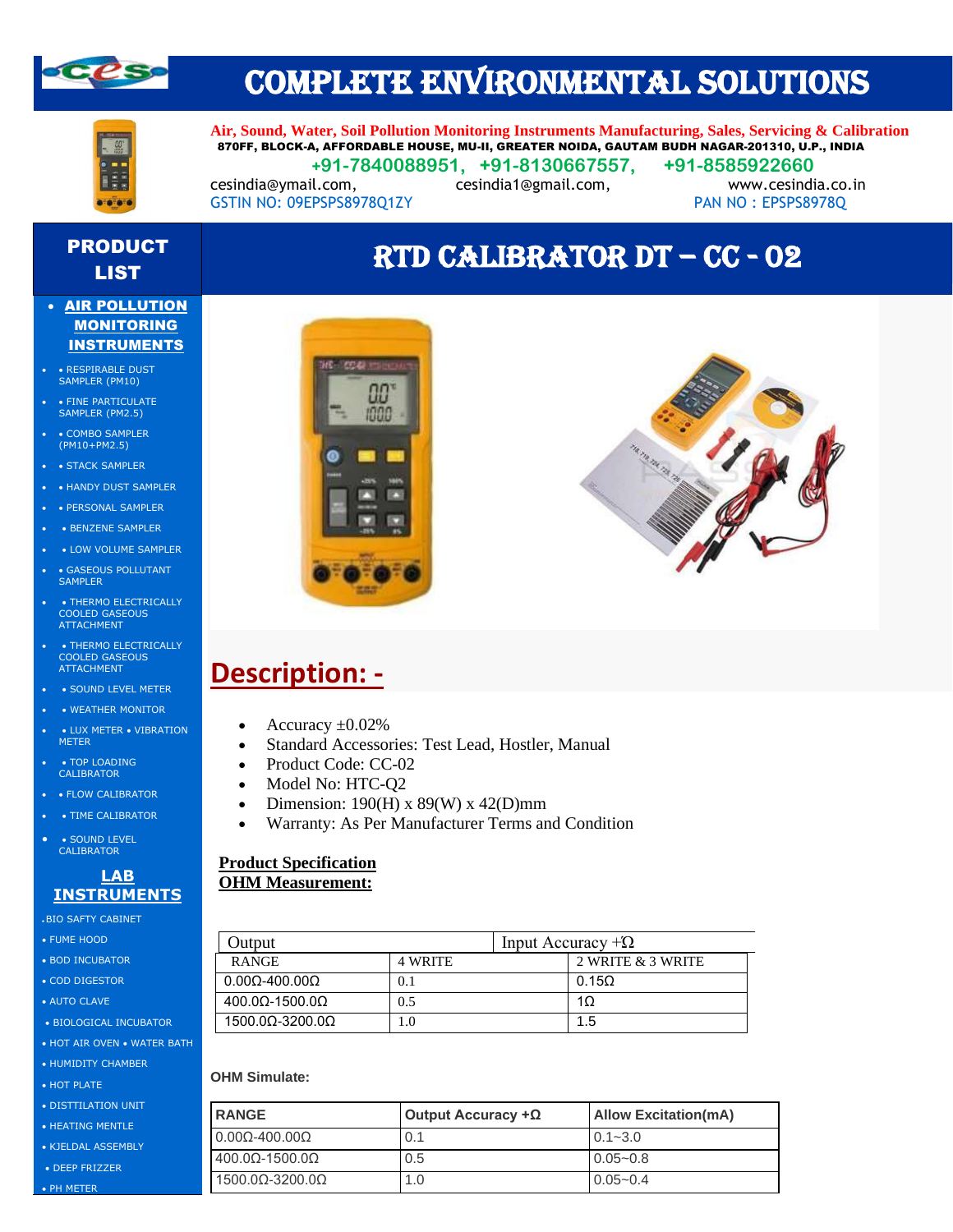# COMPLETE ENVIRONMENTAL SOLUTIONS

**Air, Sound, Water, Soil Pollution Monitoring Instruments Manufacturing, Sales, Servicing & Calibration**

**870FF, BLOCK-A, AFFORDABLE HOUSE, MU-II, GREATER NOIDA, GAUTAM BUDH NAGAR-201310, U.P., INDIA**

+91-7840088951, +91-8130667557, +91-8585922660

cesindia@ymail.com, cesindia1@gmail.com, www.cesindia.co.in

GSTIN NO: 09EPSPS8978Q1ZY PAN NO : EPSPS8978Q

## PRODUCT LIST

- **AIR POLLUTION MONITORING INSTRUMENTS**
- • RESPIRABLE DUST SAMPLER (PM10)
- • FINE PARTICULATE SAMPLER (PM2.5)
- • COMBO SAMPLER (PM10+PM2.5)
- • STACK SAMPLER
- • HANDY DUST SAMPLER
- • PERSONAL SAMPLER
- • BENZENE SAMPLER
- • LOW VOLUME SAMPLER
- • GASEOUS POLLUTANT SAMPLER
- • THERMO ELECTRICALLY COOLED GASEOUS ATTACHMENT
- • THERMO ELECTRICALLY COOLED GASEOUS ATTACHMENT
- • SOUND LEVEL METER
- • WEATHER MONITOR
- • LUX METER • VIBRATION METER
- • TOP LOADING CALIBRATOR
- • FLOW CALIBRATOR
- • TIME CALIBRATOR
- • SOUND LEVEL CALIBRATOR

**LAB INSTRUMENTS**

- BIO SAFTY CABINET
- FUME HOOD
- BOD INCUBATOR
- COD DIGESTOR
- AUTO CLAVE
- BIOLOGICAL INCUBATOR
- HOT AIR OVEN • WATER BATH
- HUMIDITY CHAMBER
- HOT PLATE
- DISTTILATION UNIT
- HEATING MENTLE
- KJELDAL ASSEMBLY
- DEEP FRIZZER
- PH METER

# RTD CALIBRATOR DT – CC - 02

## Description: -

- Accuracy ±0.02%
- Standard Accessories: Test Lead, Hostler, Manual
- Product Code: CC-02
- Model No: HTC-Q2
- Dimension: 190(H) x 89(W) x 42(D)mm
- Warranty: As Per Manufacturer Terms and Condition

**Product Specification**

**OHM Measurement:**

| Output | Input Accuracy +Ω | |
|---|---|---|
| RANGE | 4 WRITE | 2 WRITE & 3 WRITE |
| 0.00Ω-400.00Ω | 0.1 | 0.15Ω |
| 400.0Ω-1500.0Ω | 0.5 | 1Ω |
| 1500.0Ω-3200.0Ω | 1.0 | 1.5 |

**OHM Simulate:**

| RANGE | Output Accuracy +Ω | Allow Excitation(mA) |
|---|---|---|
| 0.00Ω-400.00Ω | 0.1 | 0.1~3.0 |
| 400.0Ω-1500.0Ω | 0.5 | 0.05~0.8 |
| 1500.0Ω-3200.0Ω | 1.0 | 0.05~0.4 |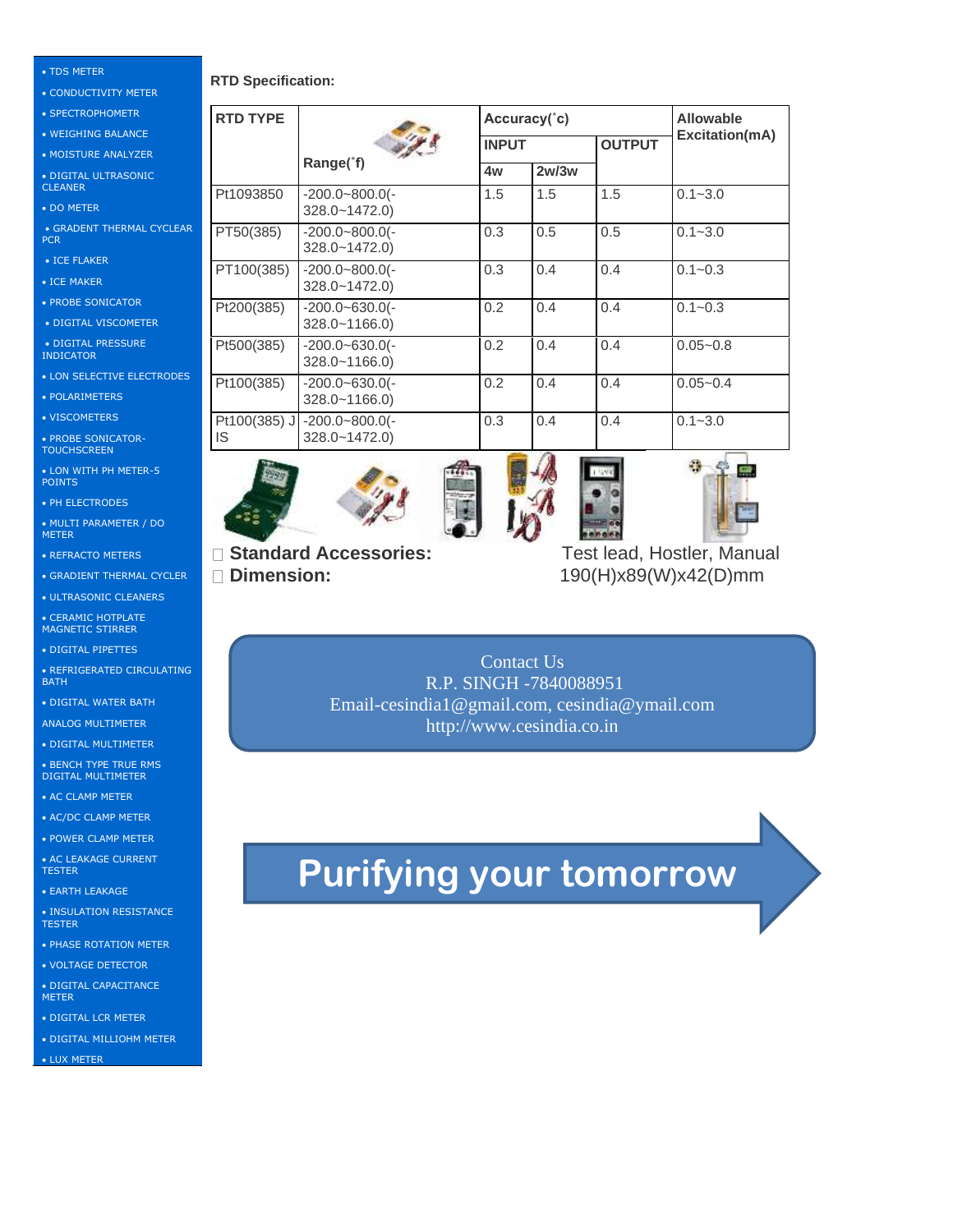- TDS METER
- CONDUCTIVITY METER
- SPECTROPHOMETR
- WEIGHING BALANCE
- MOISTURE ANALYZER
- DIGITAL ULTRASONIC CLEANER
- DO METER
- GRADENT THERMAL CYCLEAR PCR
- ICE FLAKER
- ICE MAKER
- PROBE SONICATOR
- DIGITAL VISCOMETER
- DIGITAL PRESSURE INDICATOR
- LON SELECTIVE ELECTRODES
- POLARIMETERS
- VISCOMETERS
- PROBE SONICATOR-TOUCHSCREEN
- LON WITH PH METER-5 POINTS
- PH ELECTRODES
- MULTI PARAMETER / DO METER
- REFRACTO METERS
- GRADIENT THERMAL CYCLER
- ULTRASONIC CLEANERS
- CERAMIC HOTPLATE MAGNETIC STIRRER
- DIGITAL PIPETTES
- REFRIGERATED CIRCULATING BATH
- DIGITAL WATER BATH

ANALOG MULTIMETER

- DIGITAL MULTIMETER
- BENCH TYPE TRUE RMS DIGITAL MULTIMETER
- AC CLAMP METER
- AC/DC CLAMP METER
- POWER CLAMP METER
- AC LEAKAGE CURRENT TESTER
- EARTH LEAKAGE
- INSULATION RESISTANCE TESTER
- PHASE ROTATION METER
- VOLTAGE DETECTOR
- DIGITAL CAPACITANCE METER
- DIGITAL LCR METER
- DIGITAL MILLIOHM METER
- LUX METER

**RTD Specification:**

| RTD TYPE | Range(˚f) | Accuracy(˚c) | | | Allowable Excitation(mA) |
|---|---|---|---|---|---|
| | | INPUT | | OUTPUT | |
| | | 4w | 2w/3w | | |
| Pt1093850 | -200.0~800.0(-328.0~1472.0) | 1.5 | 1.5 | 1.5 | 0.1~3.0 |
| PT50(385) | -200.0~800.0(-328.0~1472.0) | 0.3 | 0.5 | 0.5 | 0.1~3.0 |
| PT100(385) | -200.0~800.0(-328.0~1472.0) | 0.3 | 0.4 | 0.4 | 0.1~0.3 |
| Pt200(385) | -200.0~630.0(-328.0~1166.0) | 0.2 | 0.4 | 0.4 | 0.1~0.3 |
| Pt500(385) | -200.0~630.0(-328.0~1166.0) | 0.2 | 0.4 | 0.4 | 0.05~0.8 |
| Pt100(385) | -200.0~630.0(-328.0~1166.0) | 0.2 | 0.4 | 0.4 | 0.05~0.4 |
| Pt100(385) JIS | -200.0~800.0(-328.0~1472.0) | 0.3 | 0.4 | 0.4 | 0.1~3.0 |

- **Standard Accessories:** Test lead, Hostler, Manual
- **Dimension:** 190(H)x89(W)x42(D)mm

Contact Us
R.P. SINGH -7840088951
Email-cesindia1@gmail.com, cesindia@ymail.com
http://www.cesindia.co.in

**Purifying your tomorrow**